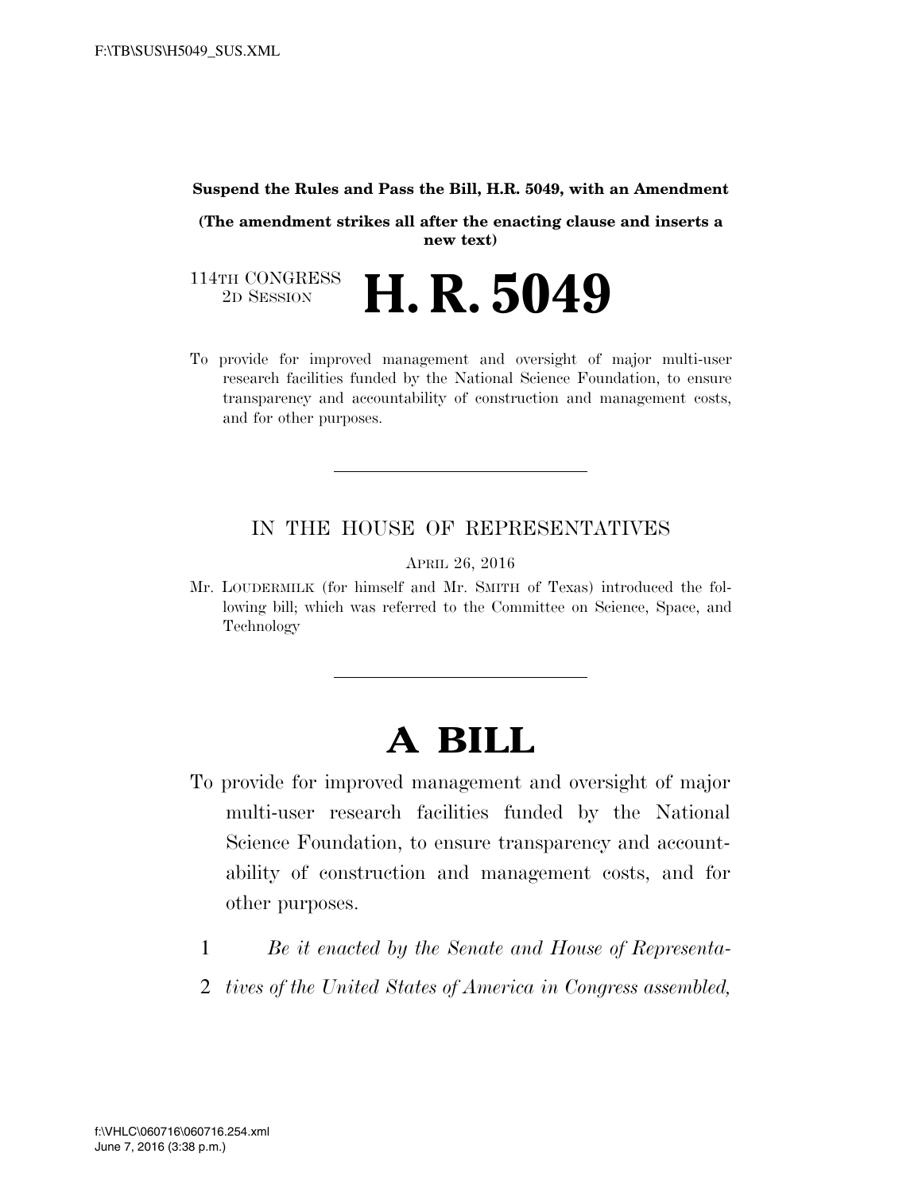**Suspend the Rules and Pass the Bill, H.R. 5049, with an Amendment**

**(The amendment strikes all after the enacting clause and inserts a new text)**

114TH CONGRESS
2D SESSION

# H. R. 5049

To provide for improved management and oversight of major multi-user research facilities funded by the National Science Foundation, to ensure transparency and accountability of construction and management costs, and for other purposes.

---

IN THE HOUSE OF REPRESENTATIVES

APRIL 26, 2016

Mr. LOUDERMILK (for himself and Mr. SMITH of Texas) introduced the following bill; which was referred to the Committee on Science, Space, and Technology

---

# A BILL

To provide for improved management and oversight of major multi-user research facilities funded by the National Science Foundation, to ensure transparency and accountability of construction and management costs, and for other purposes.

1 *Be it enacted by the Senate and House of Representa-*
2 *tives of the United States of America in Congress assembled,*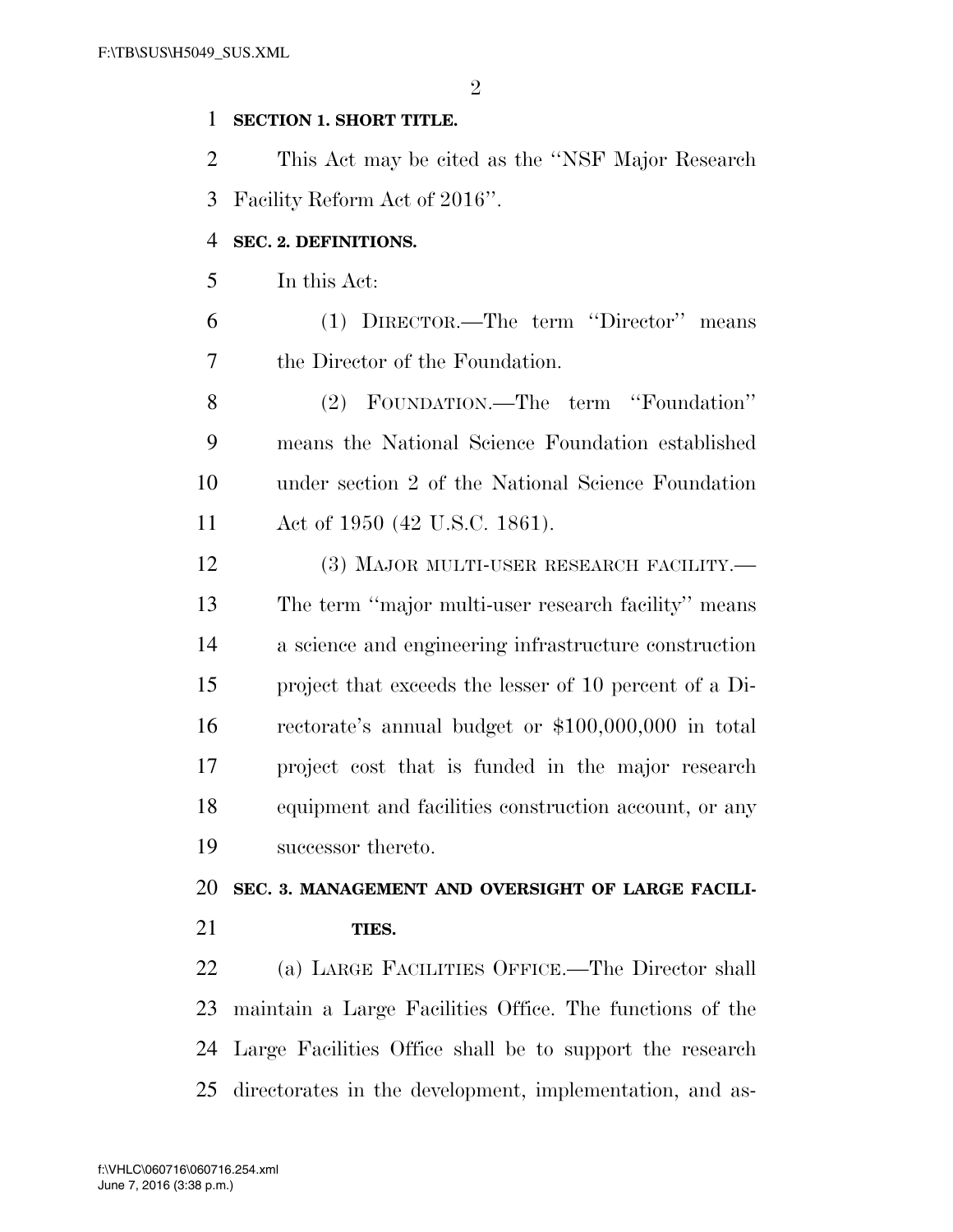**SECTION 1. SHORT TITLE.**

This Act may be cited as the ''NSF Major Research Facility Reform Act of 2016''.

**SEC. 2. DEFINITIONS.**

In this Act:

(1) DIRECTOR.—The term ''Director'' means the Director of the Foundation.

(2) FOUNDATION.—The term ''Foundation'' means the National Science Foundation established under section 2 of the National Science Foundation Act of 1950 (42 U.S.C. 1861).

(3) MAJOR MULTI-USER RESEARCH FACILITY.—The term ''major multi-user research facility'' means a science and engineering infrastructure construction project that exceeds the lesser of 10 percent of a Directorate's annual budget or $100,000,000 in total project cost that is funded in the major research equipment and facilities construction account, or any successor thereto.

**SEC. 3. MANAGEMENT AND OVERSIGHT OF LARGE FACILITIES.**

(a) LARGE FACILITIES OFFICE.—The Director shall maintain a Large Facilities Office. The functions of the Large Facilities Office shall be to support the research directorates in the development, implementation, and as-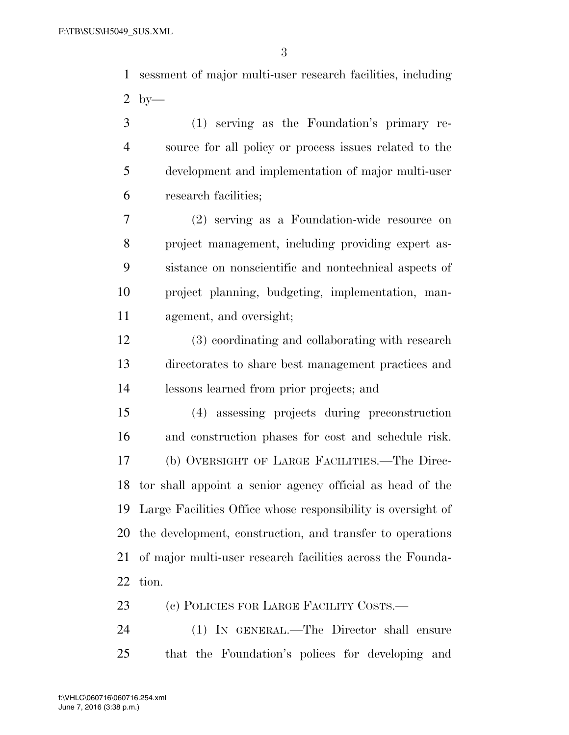sessment of major multi-user research facilities, including by—

(1) serving as the Foundation's primary resource for all policy or process issues related to the development and implementation of major multi-user research facilities;

(2) serving as a Foundation-wide resource on project management, including providing expert assistance on nonscientific and nontechnical aspects of project planning, budgeting, implementation, management, and oversight;

(3) coordinating and collaborating with research directorates to share best management practices and lessons learned from prior projects; and

(4) assessing projects during preconstruction and construction phases for cost and schedule risk.

(b) OVERSIGHT OF LARGE FACILITIES.—The Director shall appoint a senior agency official as head of the Large Facilities Office whose responsibility is oversight of the development, construction, and transfer to operations of major multi-user research facilities across the Foundation.

(c) POLICIES FOR LARGE FACILITY COSTS.—

(1) IN GENERAL.—The Director shall ensure that the Foundation's polices for developing and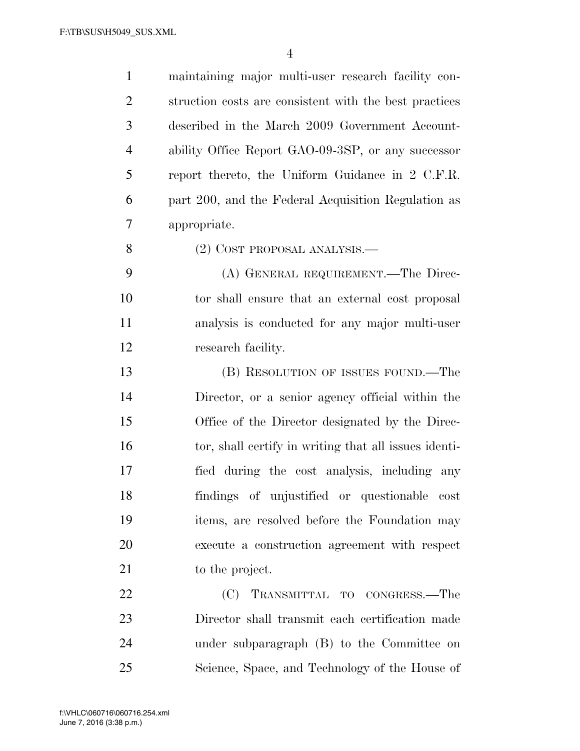maintaining major multi-user research facility construction costs are consistent with the best practices described in the March 2009 Government Accountability Office Report GAO-09-3SP, or any successor report thereto, the Uniform Guidance in 2 C.F.R. part 200, and the Federal Acquisition Regulation as appropriate.

(2) COST PROPOSAL ANALYSIS.—

(A) GENERAL REQUIREMENT.—The Director shall ensure that an external cost proposal analysis is conducted for any major multi-user research facility.

(B) RESOLUTION OF ISSUES FOUND.—The Director, or a senior agency official within the Office of the Director designated by the Director, shall certify in writing that all issues identified during the cost analysis, including any findings of unjustified or questionable cost items, are resolved before the Foundation may execute a construction agreement with respect to the project.

(C) TRANSMITTAL TO CONGRESS.—The Director shall transmit each certification made under subparagraph (B) to the Committee on Science, Space, and Technology of the House of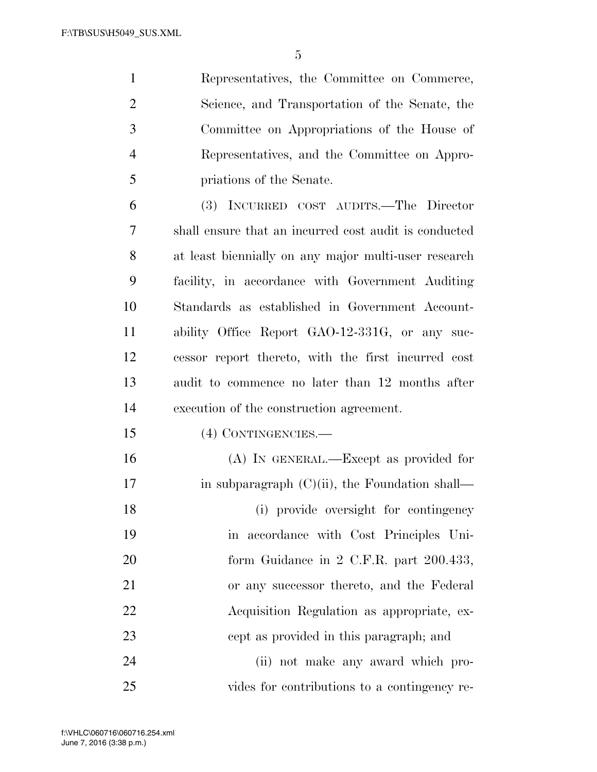Representatives, the Committee on Commerce, Science, and Transportation of the Senate, the Committee on Appropriations of the House of Representatives, and the Committee on Appropriations of the Senate.

(3) INCURRED COST AUDITS.—The Director shall ensure that an incurred cost audit is conducted at least biennially on any major multi-user research facility, in accordance with Government Auditing Standards as established in Government Accountability Office Report GAO-12-331G, or any successor report thereto, with the first incurred cost audit to commence no later than 12 months after execution of the construction agreement.

(4) CONTINGENCIES.—

(A) IN GENERAL.—Except as provided for in subparagraph (C)(ii), the Foundation shall—

(i) provide oversight for contingency in accordance with Cost Principles Uniform Guidance in 2 C.F.R. part 200.433, or any successor thereto, and the Federal Acquisition Regulation as appropriate, except as provided in this paragraph; and

(ii) not make any award which provides for contributions to a contingency re-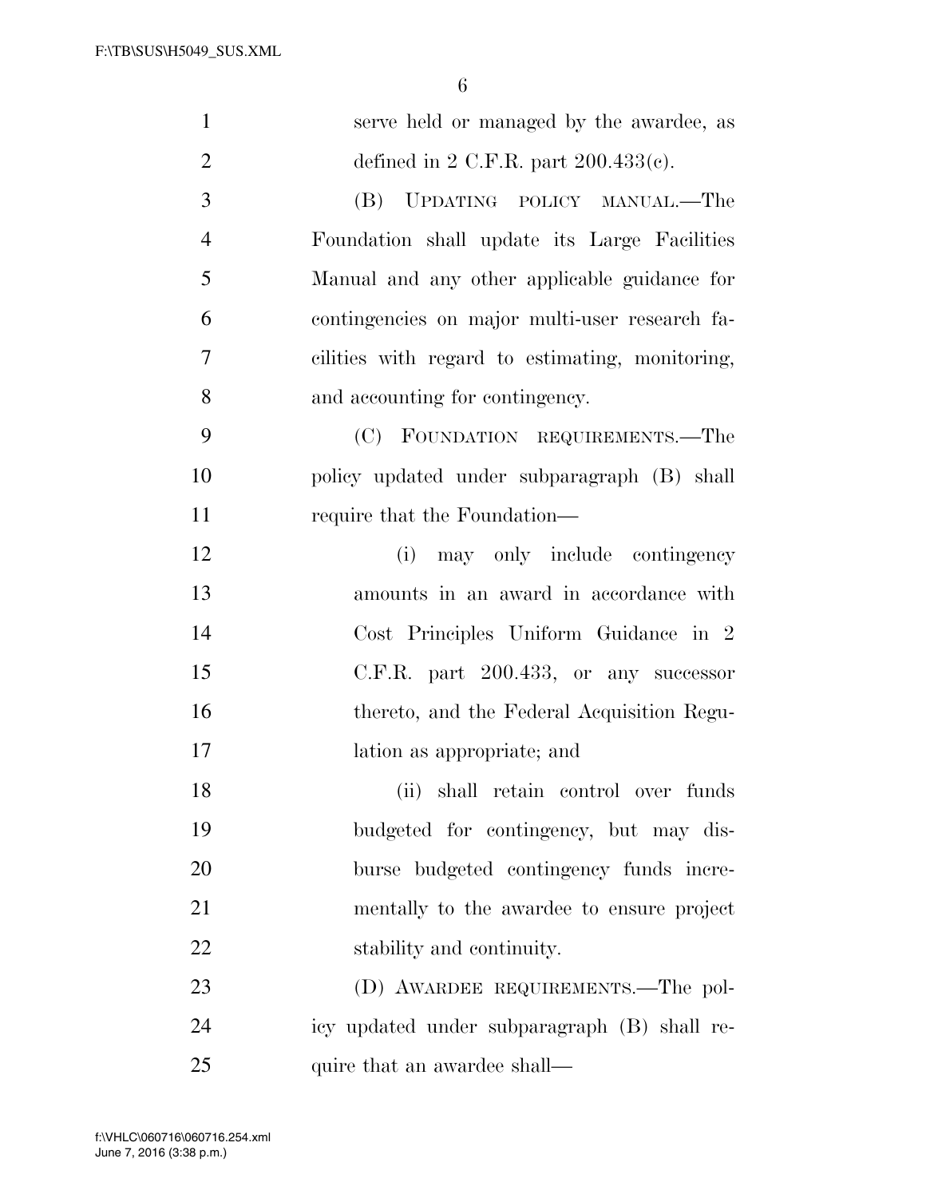serve held or managed by the awardee, as defined in 2 C.F.R. part 200.433(c).

(B) UPDATING POLICY MANUAL.—The Foundation shall update its Large Facilities Manual and any other applicable guidance for contingencies on major multi-user research facilities with regard to estimating, monitoring, and accounting for contingency.

(C) FOUNDATION REQUIREMENTS.—The policy updated under subparagraph (B) shall require that the Foundation—

(i) may only include contingency amounts in an award in accordance with Cost Principles Uniform Guidance in 2 C.F.R. part 200.433, or any successor thereto, and the Federal Acquisition Regulation as appropriate; and

(ii) shall retain control over funds budgeted for contingency, but may disburse budgeted contingency funds incrementally to the awardee to ensure project stability and continuity.

(D) AWARDEE REQUIREMENTS.—The policy updated under subparagraph (B) shall require that an awardee shall—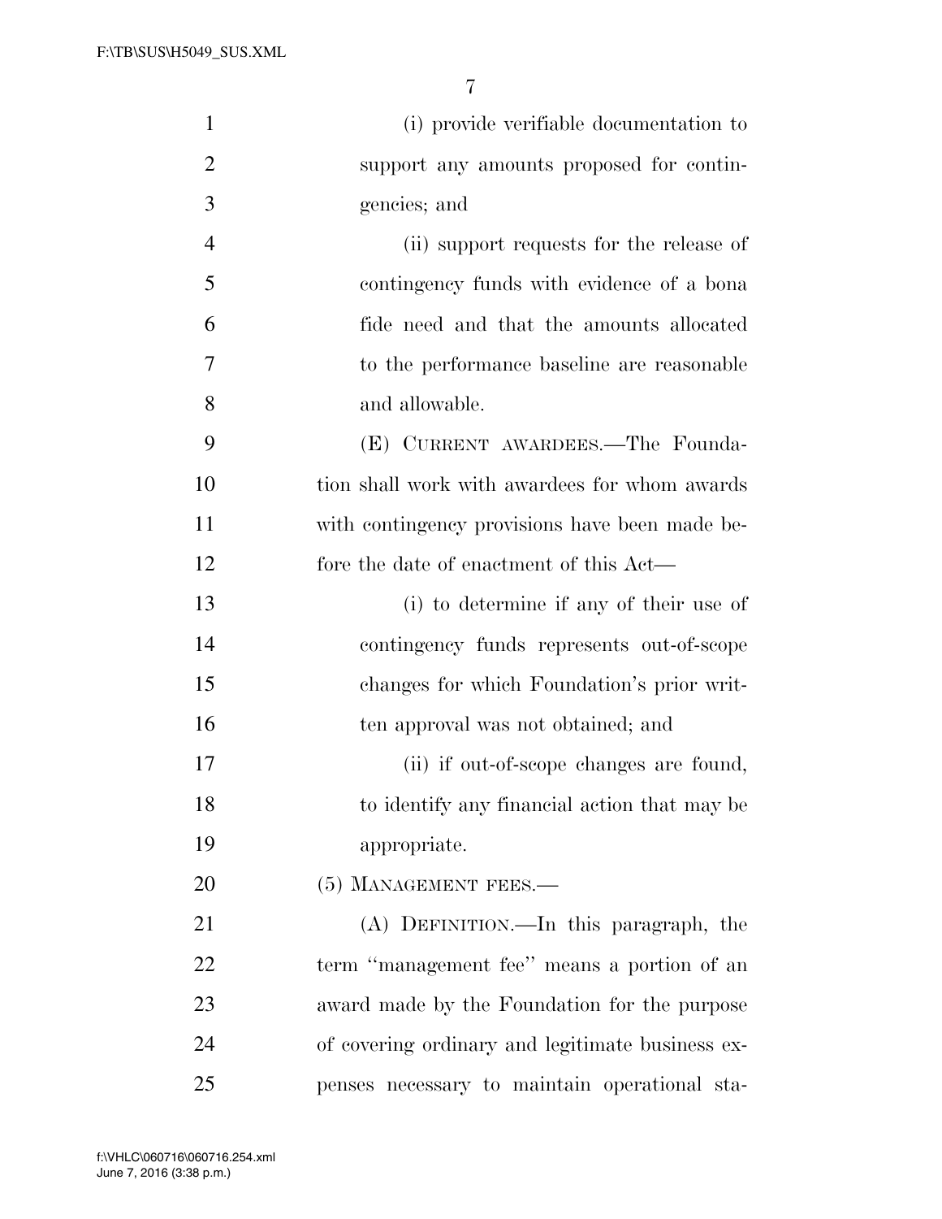(i) provide verifiable documentation to support any amounts proposed for contingencies; and

(ii) support requests for the release of contingency funds with evidence of a bona fide need and that the amounts allocated to the performance baseline are reasonable and allowable.

(E) CURRENT AWARDEES.—The Foundation shall work with awardees for whom awards with contingency provisions have been made before the date of enactment of this Act—

(i) to determine if any of their use of contingency funds represents out-of-scope changes for which Foundation's prior written approval was not obtained; and

(ii) if out-of-scope changes are found, to identify any financial action that may be appropriate.

(5) MANAGEMENT FEES.—

(A) DEFINITION.—In this paragraph, the term "management fee" means a portion of an award made by the Foundation for the purpose of covering ordinary and legitimate business expenses necessary to maintain operational sta-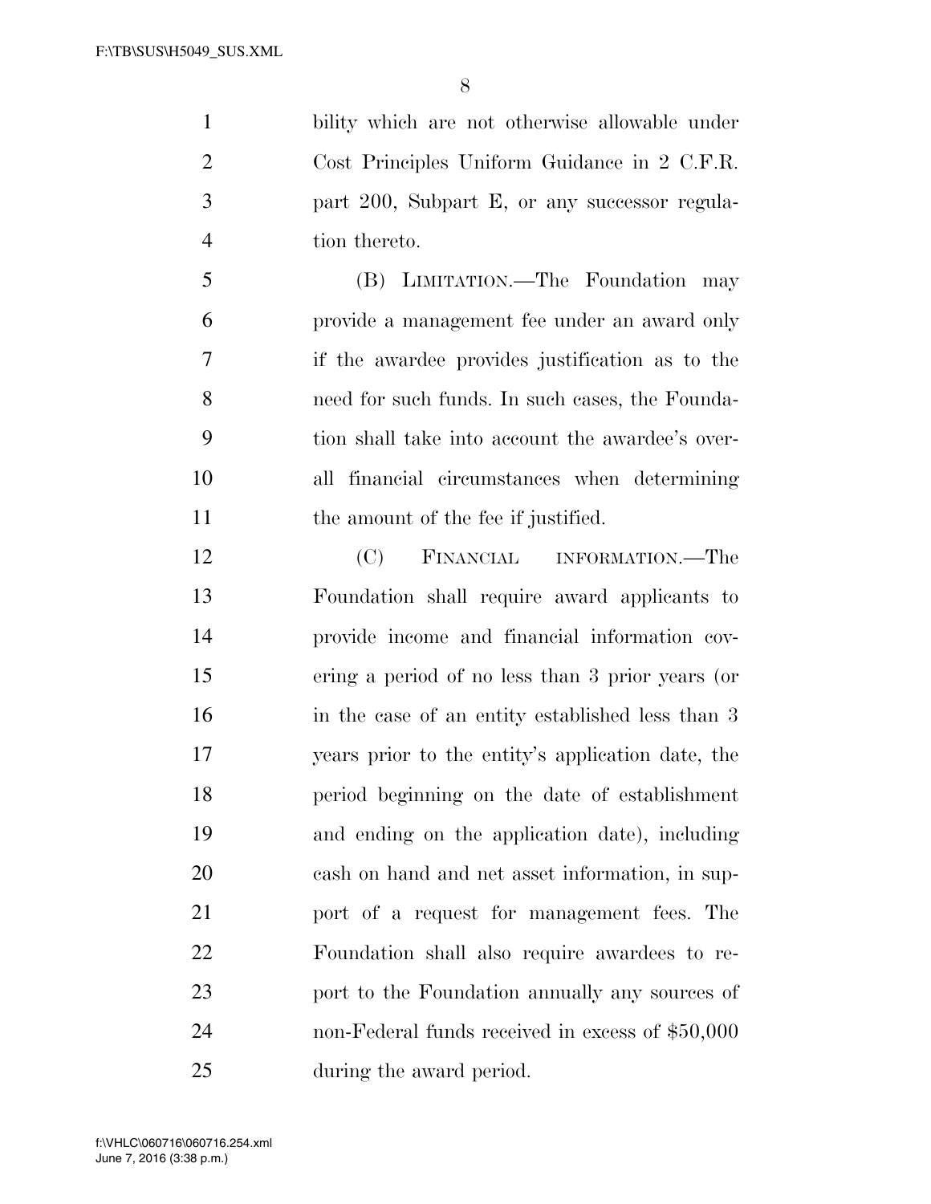bility which are not otherwise allowable under Cost Principles Uniform Guidance in 2 C.F.R. part 200, Subpart E, or any successor regulation thereto.

(B) LIMITATION.—The Foundation may provide a management fee under an award only if the awardee provides justification as to the need for such funds. In such cases, the Foundation shall take into account the awardee's overall financial circumstances when determining the amount of the fee if justified.

(C) FINANCIAL INFORMATION.—The Foundation shall require award applicants to provide income and financial information covering a period of no less than 3 prior years (or in the case of an entity established less than 3 years prior to the entity's application date, the period beginning on the date of establishment and ending on the application date), including cash on hand and net asset information, in support of a request for management fees. The Foundation shall also require awardees to report to the Foundation annually any sources of non-Federal funds received in excess of $50,000 during the award period.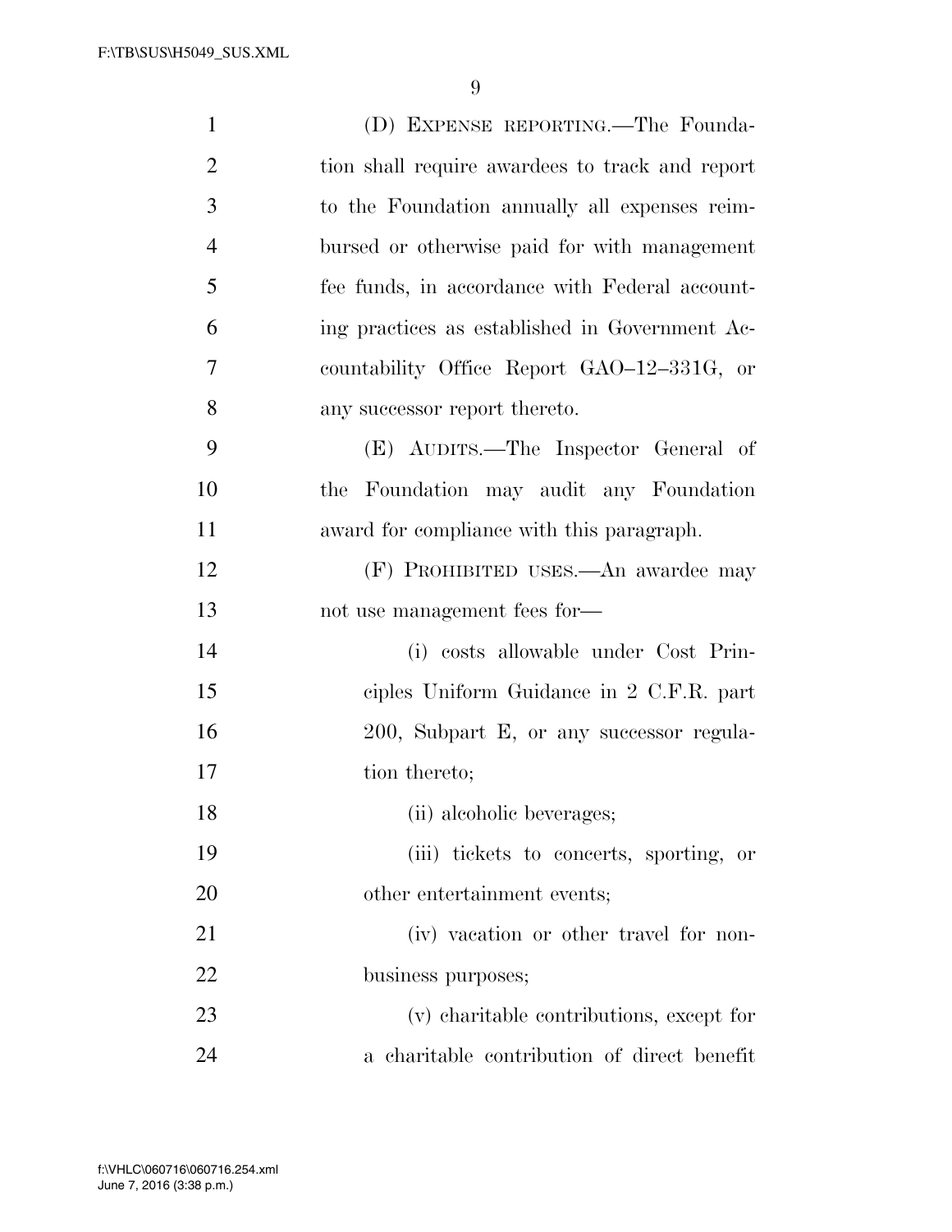(D) EXPENSE REPORTING.—The Foundation shall require awardees to track and report to the Foundation annually all expenses reimbursed or otherwise paid for with management fee funds, in accordance with Federal accounting practices as established in Government Accountability Office Report GAO–12–331G, or any successor report thereto.

(E) AUDITS.—The Inspector General of the Foundation may audit any Foundation award for compliance with this paragraph.

(F) PROHIBITED USES.—An awardee may not use management fees for—

(i) costs allowable under Cost Principles Uniform Guidance in 2 C.F.R. part 200, Subpart E, or any successor regulation thereto;

(ii) alcoholic beverages;

(iii) tickets to concerts, sporting, or other entertainment events;

(iv) vacation or other travel for nonbusiness purposes;

(v) charitable contributions, except for a charitable contribution of direct benefit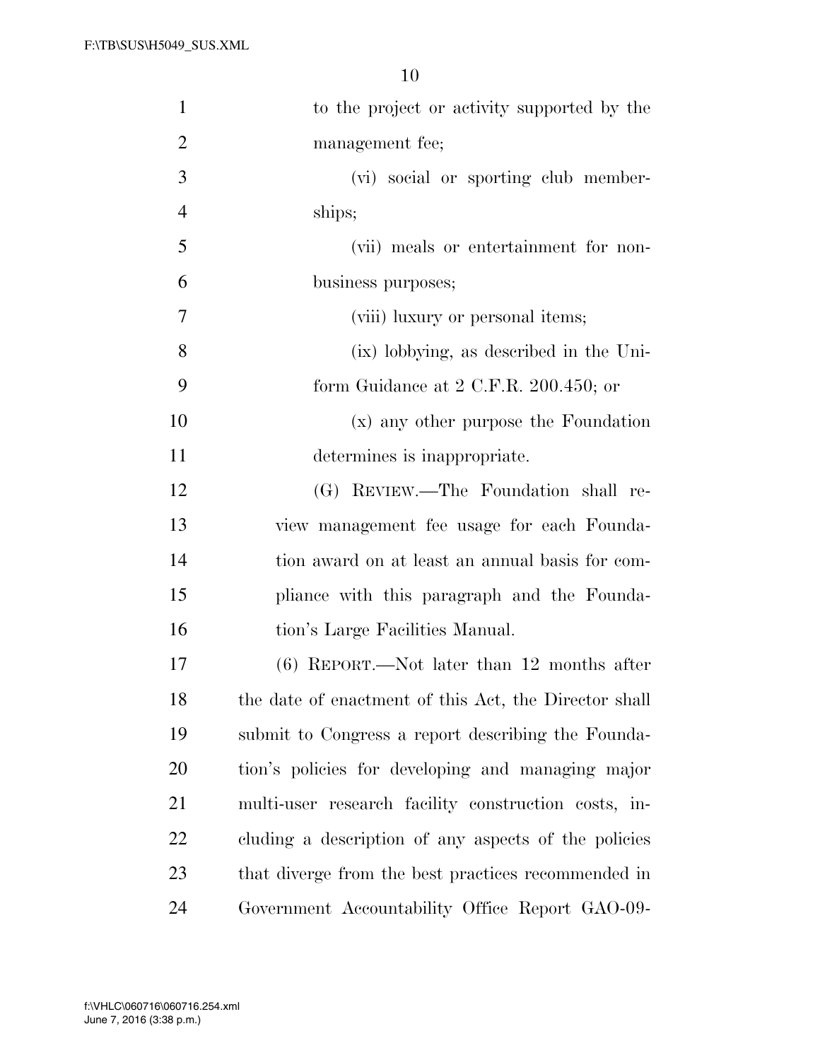to the project or activity supported by the management fee;

(vi) social or sporting club memberships;

(vii) meals or entertainment for non-business purposes;

(viii) luxury or personal items;

(ix) lobbying, as described in the Uniform Guidance at 2 C.F.R. 200.450; or

(x) any other purpose the Foundation determines is inappropriate.

(G) REVIEW.—The Foundation shall review management fee usage for each Foundation award on at least an annual basis for compliance with this paragraph and the Foundation's Large Facilities Manual.

(6) REPORT.—Not later than 12 months after the date of enactment of this Act, the Director shall submit to Congress a report describing the Foundation's policies for developing and managing major multi-user research facility construction costs, including a description of any aspects of the policies that diverge from the best practices recommended in Government Accountability Office Report GAO-09-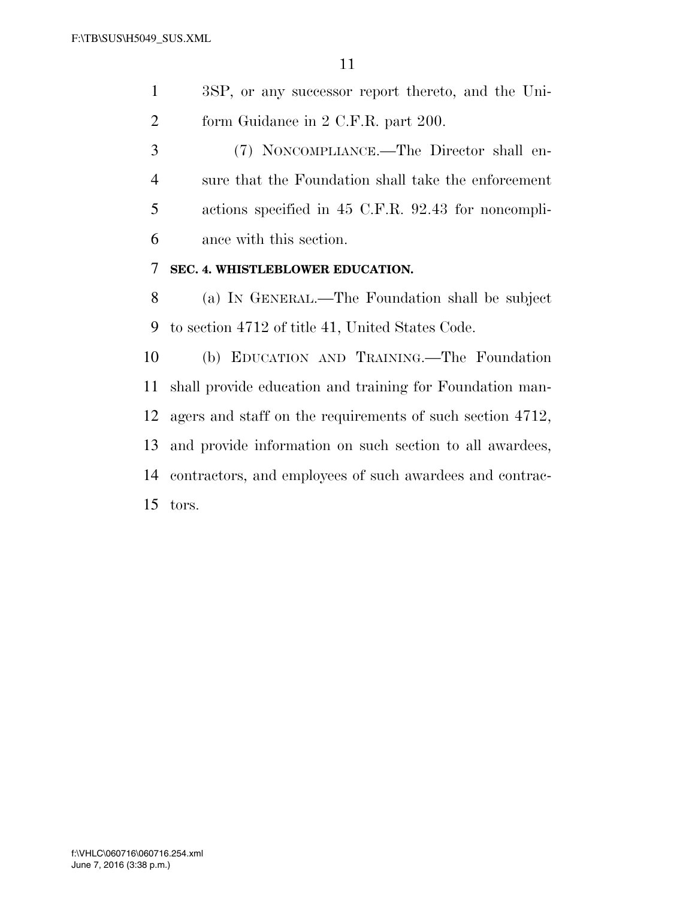3SP, or any successor report thereto, and the Uniform Guidance in 2 C.F.R. part 200.

(7) NONCOMPLIANCE.—The Director shall ensure that the Foundation shall take the enforcement actions specified in 45 C.F.R. 92.43 for noncompliance with this section.

**SEC. 4. WHISTLEBLOWER EDUCATION.**

(a) IN GENERAL.—The Foundation shall be subject to section 4712 of title 41, United States Code.

(b) EDUCATION AND TRAINING.—The Foundation shall provide education and training for Foundation managers and staff on the requirements of such section 4712, and provide information on such section to all awardees, contractors, and employees of such awardees and contractors.